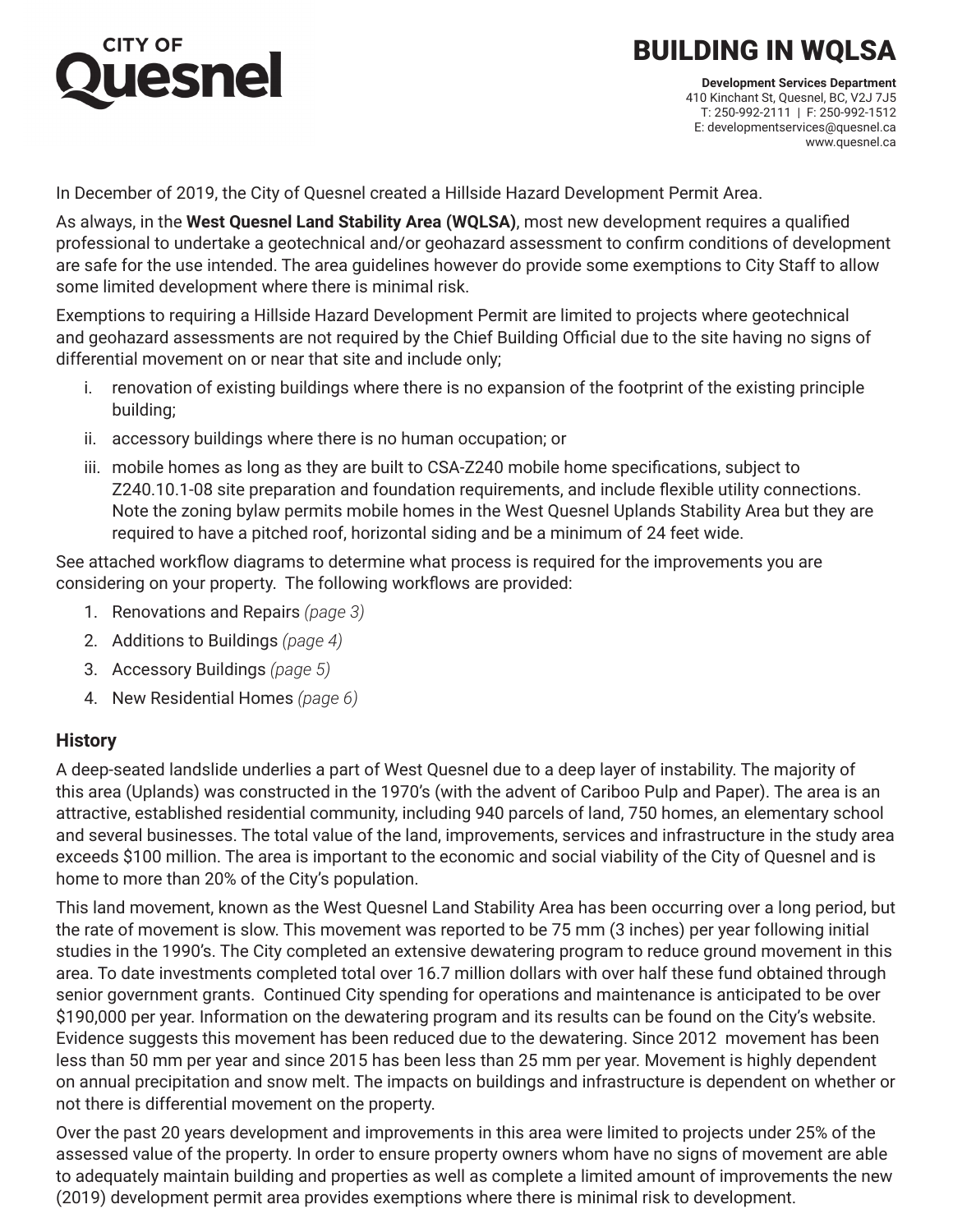**CITY OF Quesnel**

# BUILDING IN WQLSA

**Development Services Department**
410 Kinchant St, Quesnel, BC, V2J 7J5
T: 250-992-2111 | F: 250-992-1512
E: developmentservices@quesnel.ca
www.quesnel.ca

In December of 2019, the City of Quesnel created a Hillside Hazard Development Permit Area.

As always, in the **West Quesnel Land Stability Area (WQLSA)**, most new development requires a qualified professional to undertake a geotechnical and/or geohazard assessment to confirm conditions of development are safe for the use intended. The area guidelines however do provide some exemptions to City Staff to allow some limited development where there is minimal risk.

Exemptions to requiring a Hillside Hazard Development Permit are limited to projects where geotechnical and geohazard assessments are not required by the Chief Building Official due to the site having no signs of differential movement on or near that site and include only;

i. renovation of existing buildings where there is no expansion of the footprint of the existing principle building;
ii. accessory buildings where there is no human occupation; or
iii. mobile homes as long as they are built to CSA-Z240 mobile home specifications, subject to Z240.10.1-08 site preparation and foundation requirements, and include flexible utility connections. Note the zoning bylaw permits mobile homes in the West Quesnel Uplands Stability Area but they are required to have a pitched roof, horizontal siding and be a minimum of 24 feet wide.

See attached workflow diagrams to determine what process is required for the improvements you are considering on your property. The following workflows are provided:

1. Renovations and Repairs *(page 3)*
2. Additions to Buildings *(page 4)*
3. Accessory Buildings *(page 5)*
4. New Residential Homes *(page 6)*

## History

A deep-seated landslide underlies a part of West Quesnel due to a deep layer of instability. The majority of this area (Uplands) was constructed in the 1970's (with the advent of Cariboo Pulp and Paper). The area is an attractive, established residential community, including 940 parcels of land, 750 homes, an elementary school and several businesses. The total value of the land, improvements, services and infrastructure in the study area exceeds $100 million. The area is important to the economic and social viability of the City of Quesnel and is home to more than 20% of the City's population.

This land movement, known as the West Quesnel Land Stability Area has been occurring over a long period, but the rate of movement is slow. This movement was reported to be 75 mm (3 inches) per year following initial studies in the 1990's. The City completed an extensive dewatering program to reduce ground movement in this area. To date investments completed total over 16.7 million dollars with over half these fund obtained through senior government grants. Continued City spending for operations and maintenance is anticipated to be over $190,000 per year. Information on the dewatering program and its results can be found on the City's website. Evidence suggests this movement has been reduced due to the dewatering. Since 2012 movement has been less than 50 mm per year and since 2015 has been less than 25 mm per year. Movement is highly dependent on annual precipitation and snow melt. The impacts on buildings and infrastructure is dependent on whether or not there is differential movement on the property.

Over the past 20 years development and improvements in this area were limited to projects under 25% of the assessed value of the property. In order to ensure property owners whom have no signs of movement are able to adequately maintain building and properties as well as complete a limited amount of improvements the new (2019) development permit area provides exemptions where there is minimal risk to development.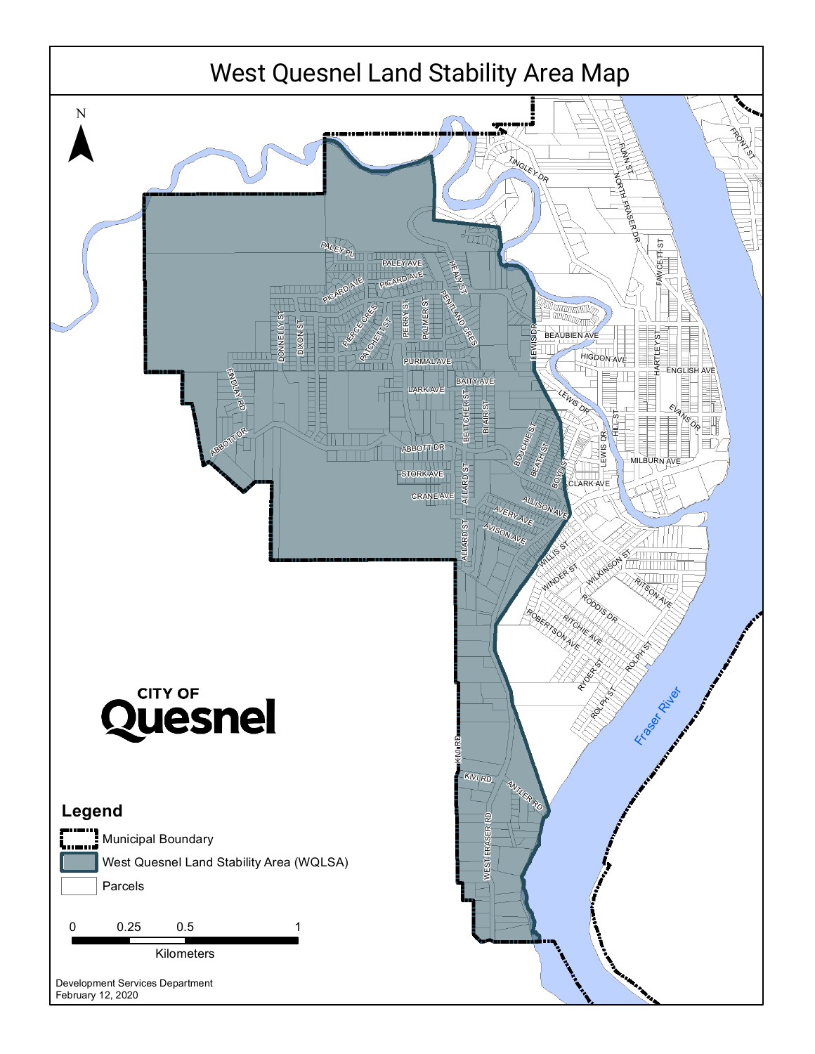# West Quesnel Land Stability Area Map

N

CITY OF Quesnel

## Legend

- Municipal Boundary
- West Quesnel Land Stability Area (WQLSA)
- Parcels

0 0.25 0.5 1

Kilometers

Development Services Department
February 12, 2020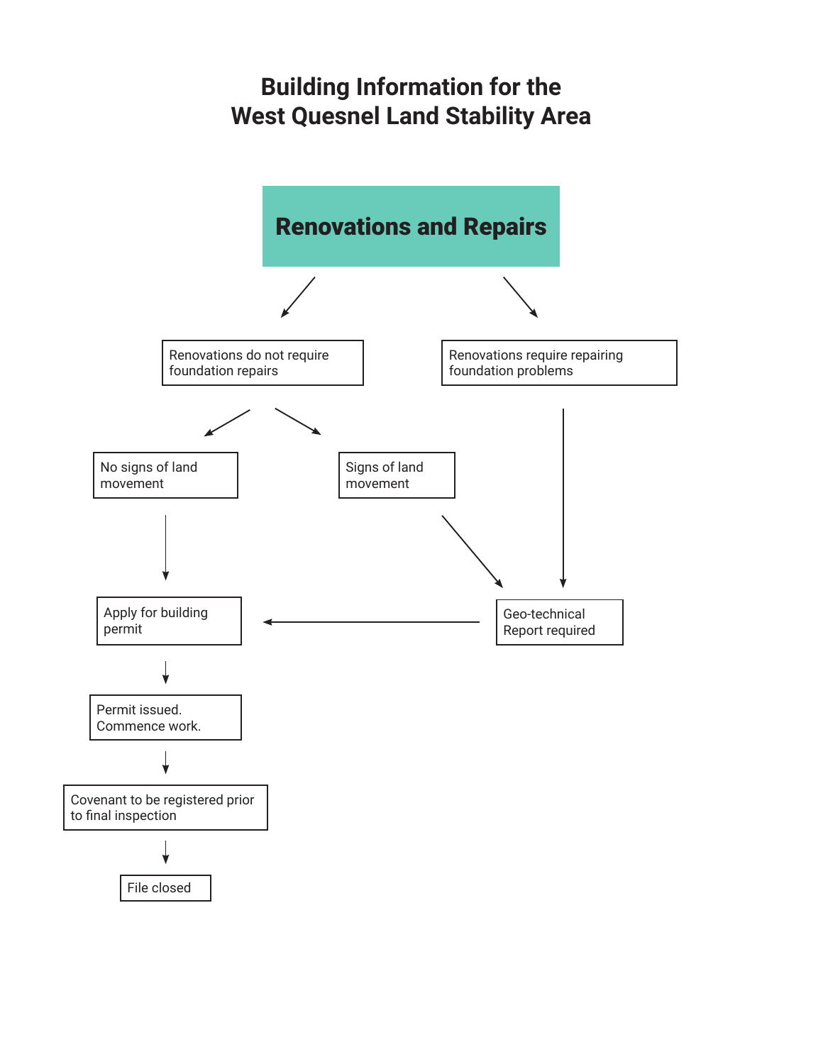# Building Information for the West Quesnel Land Stability Area

## Renovations and Repairs

- Renovations do not require foundation repairs
  - No signs of land movement → Apply for building permit
  - Signs of land movement → Geo-technical Report required → Apply for building permit
- Renovations require repairing foundation problems → Geo-technical Report required → Apply for building permit

Apply for building permit → Permit issued. Commence work. → Covenant to be registered prior to final inspection → File closed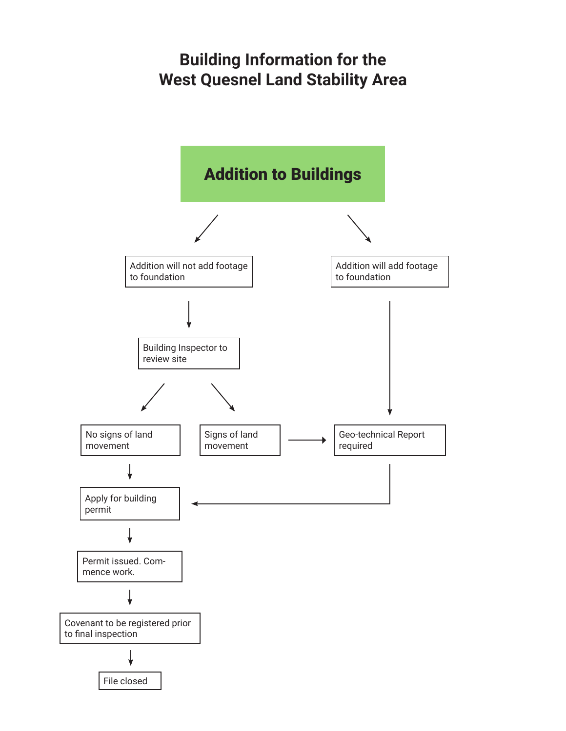# Building Information for the West Quesnel Land Stability Area

## Addition to Buildings

- Addition will not add footage to foundation
  - Building Inspector to review site
    - No signs of land movement
      - Apply for building permit
    - Signs of land movement
      - Geo-technical Report required
- Addition will add footage to foundation
  - Geo-technical Report required
    - Apply for building permit

Apply for building permit → Permit issued. Commence work. → Covenant to be registered prior to final inspection → File closed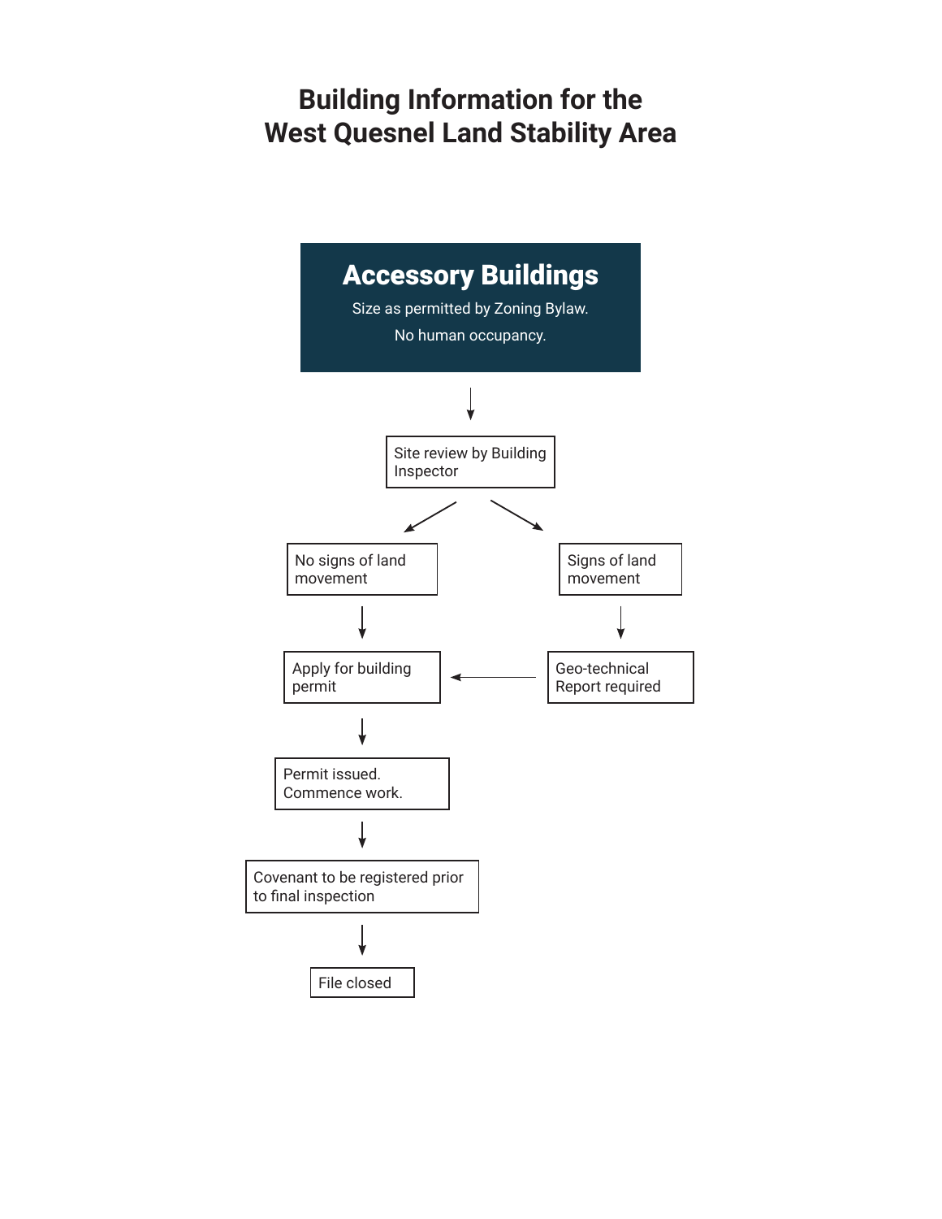# Building Information for the West Quesnel Land Stability Area

## Accessory Buildings

Size as permitted by Zoning Bylaw.

No human occupancy.

Site review by Building Inspector

No signs of land movement

Signs of land movement

Geo-technical Report required

Apply for building permit

Permit issued. Commence work.

Covenant to be registered prior to final inspection

File closed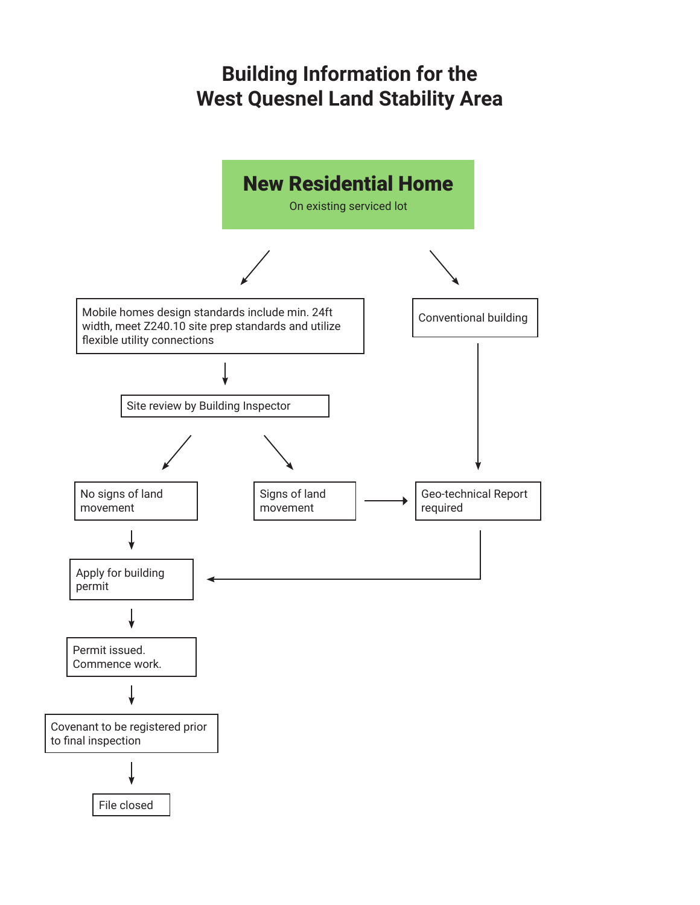# Building Information for the West Quesnel Land Stability Area

**New Residential Home**

On existing serviced lot

Mobile homes design standards include min. 24ft width, meet Z240.10 site prep standards and utilize flexible utility connections

Conventional building

Site review by Building Inspector

No signs of land movement

Signs of land movement

Geo-technical Report required

Apply for building permit

Permit issued. Commence work.

Covenant to be registered prior to final inspection

File closed